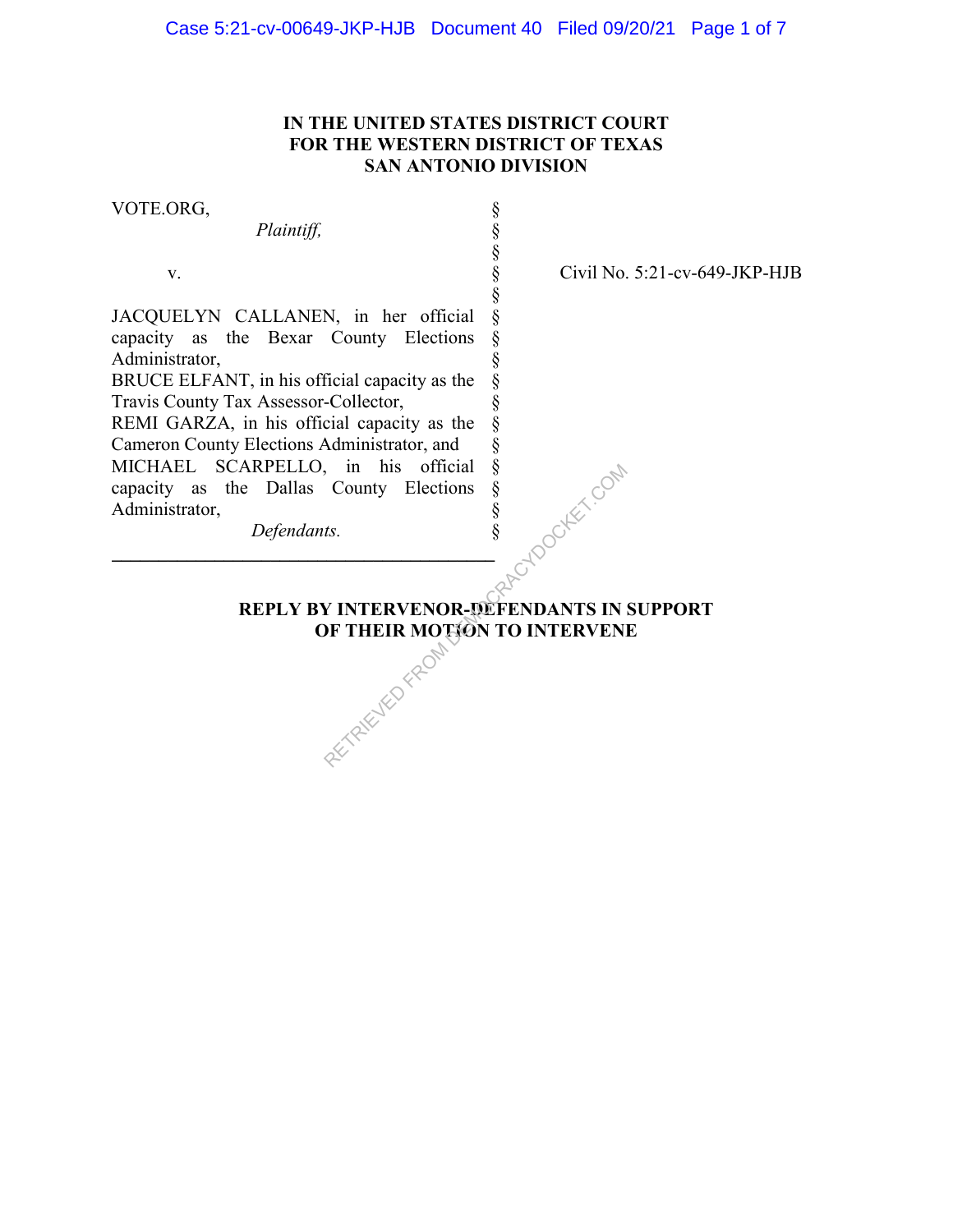**IN THE UNITED STATES DISTRICT COURT**
**FOR THE WESTERN DISTRICT OF TEXAS**
**SAN ANTONIO DIVISION**

| | | |
|---|---|---|
| VOTE.ORG,<br>*Plaintiff,*<br><br>v.<br><br>JACQUELYN CALLANEN, in her official capacity as the Bexar County Elections Administrator,<br>BRUCE ELFANT, in his official capacity as the Travis County Tax Assessor-Collector,<br>REMI GARZA, in his official capacity as the Cameron County Elections Administrator, and<br>MICHAEL SCARPELLO, in his official capacity as the Dallas County Elections Administrator,<br>*Defendants.* | §<br>§<br>§<br>§<br>§<br>§<br>§<br>§<br>§<br>§<br>§<br>§<br>§<br>§<br>§<br>§ | Civil No. 5:21-cv-649-JKP-HJB |

**REPLY BY INTERVENOR-DEFENDANTS IN SUPPORT OF THEIR MOTION TO INTERVENE**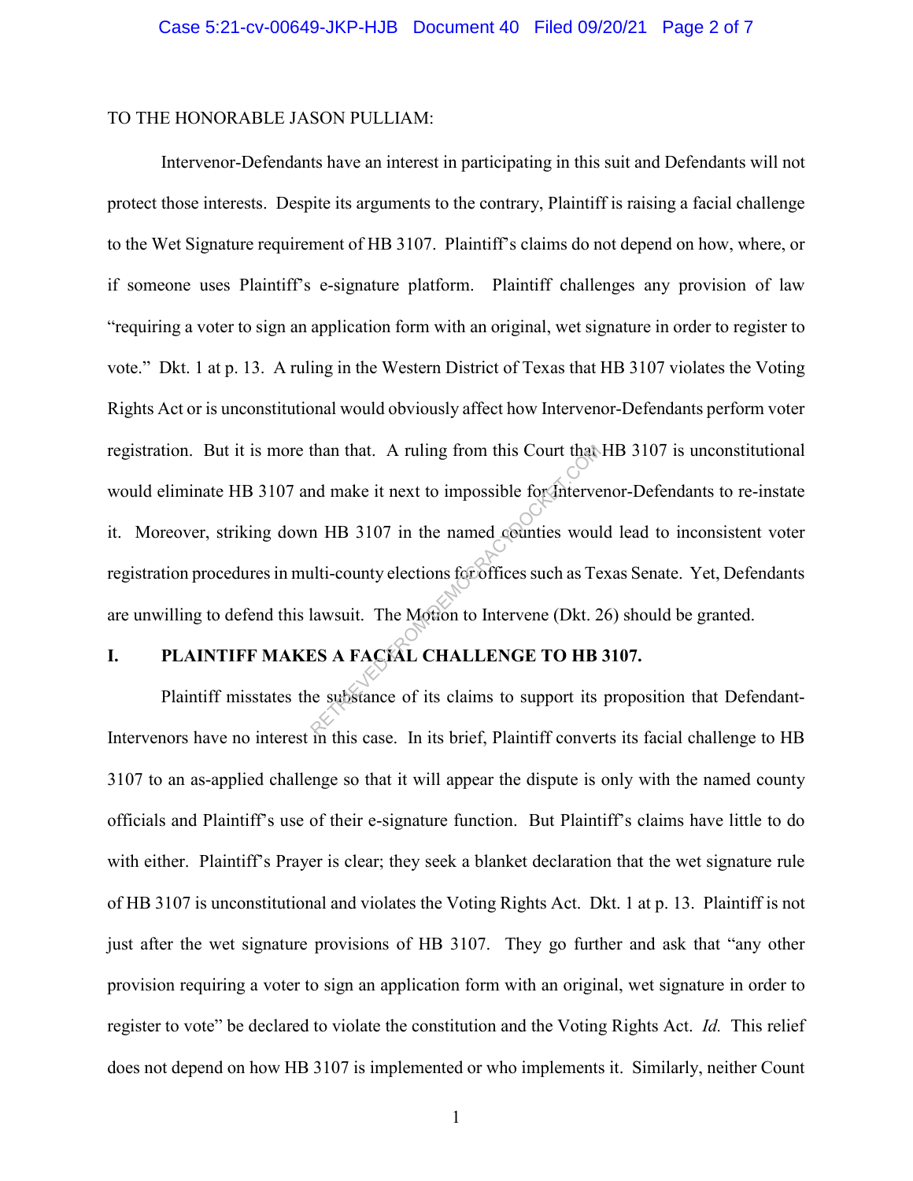TO THE HONORABLE JASON PULLIAM:

Intervenor-Defendants have an interest in participating in this suit and Defendants will not protect those interests. Despite its arguments to the contrary, Plaintiff is raising a facial challenge to the Wet Signature requirement of HB 3107. Plaintiff's claims do not depend on how, where, or if someone uses Plaintiff's e-signature platform. Plaintiff challenges any provision of law "requiring a voter to sign an application form with an original, wet signature in order to register to vote." Dkt. 1 at p. 13. A ruling in the Western District of Texas that HB 3107 violates the Voting Rights Act or is unconstitutional would obviously affect how Intervenor-Defendants perform voter registration. But it is more than that. A ruling from this Court that HB 3107 is unconstitutional would eliminate HB 3107 and make it next to impossible for Intervenor-Defendants to re-instate it. Moreover, striking down HB 3107 in the named counties would lead to inconsistent voter registration procedures in multi-county elections for offices such as Texas Senate. Yet, Defendants are unwilling to defend this lawsuit. The Motion to Intervene (Dkt. 26) should be granted.

## I. PLAINTIFF MAKES A FACIAL CHALLENGE TO HB 3107.

Plaintiff misstates the substance of its claims to support its proposition that Defendant-Intervenors have no interest in this case. In its brief, Plaintiff converts its facial challenge to HB 3107 to an as-applied challenge so that it will appear the dispute is only with the named county officials and Plaintiff's use of their e-signature function. But Plaintiff's claims have little to do with either. Plaintiff's Prayer is clear; they seek a blanket declaration that the wet signature rule of HB 3107 is unconstitutional and violates the Voting Rights Act. Dkt. 1 at p. 13. Plaintiff is not just after the wet signature provisions of HB 3107. They go further and ask that "any other provision requiring a voter to sign an application form with an original, wet signature in order to register to vote" be declared to violate the constitution and the Voting Rights Act. *Id.* This relief does not depend on how HB 3107 is implemented or who implements it. Similarly, neither Count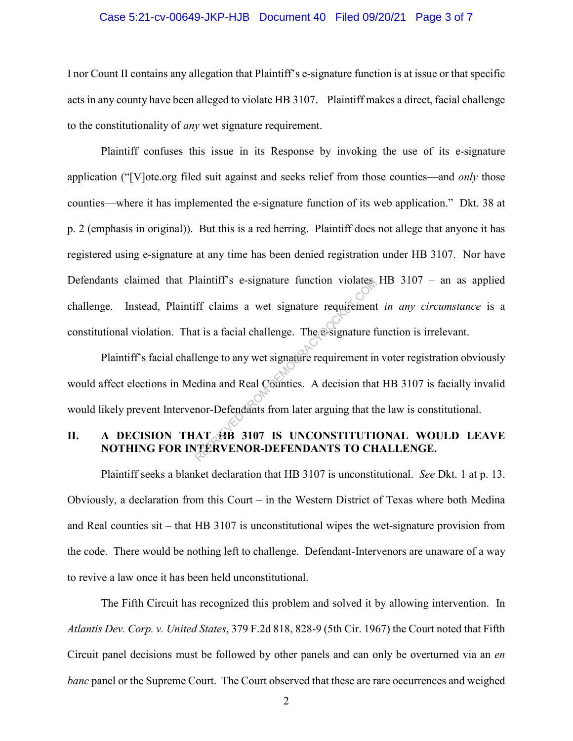I nor Count II contains any allegation that Plaintiff's e-signature function is at issue or that specific acts in any county have been alleged to violate HB 3107. Plaintiff makes a direct, facial challenge to the constitutionality of *any* wet signature requirement.

Plaintiff confuses this issue in its Response by invoking the use of its e-signature application ("[V]ote.org filed suit against and seeks relief from those counties—and *only* those counties—where it has implemented the e-signature function of its web application." Dkt. 38 at p. 2 (emphasis in original)). But this is a red herring. Plaintiff does not allege that anyone it has registered using e-signature at any time has been denied registration under HB 3107. Nor have Defendants claimed that Plaintiff's e-signature function violates HB 3107 – an as applied challenge. Instead, Plaintiff claims a wet signature requirement *in any circumstance* is a constitutional violation. That is a facial challenge. The e-signature function is irrelevant.

Plaintiff's facial challenge to any wet signature requirement in voter registration obviously would affect elections in Medina and Real Counties. A decision that HB 3107 is facially invalid would likely prevent Intervenor-Defendants from later arguing that the law is constitutional.

## II. A DECISION THAT HB 3107 IS UNCONSTITUTIONAL WOULD LEAVE NOTHING FOR INTERVENOR-DEFENDANTS TO CHALLENGE.

Plaintiff seeks a blanket declaration that HB 3107 is unconstitutional. *See* Dkt. 1 at p. 13. Obviously, a declaration from this Court – in the Western District of Texas where both Medina and Real counties sit – that HB 3107 is unconstitutional wipes the wet-signature provision from the code. There would be nothing left to challenge. Defendant-Intervenors are unaware of a way to revive a law once it has been held unconstitutional.

The Fifth Circuit has recognized this problem and solved it by allowing intervention. In *Atlantis Dev. Corp. v. United States*, 379 F.2d 818, 828-9 (5th Cir. 1967) the Court noted that Fifth Circuit panel decisions must be followed by other panels and can only be overturned via an *en banc* panel or the Supreme Court. The Court observed that these are rare occurrences and weighed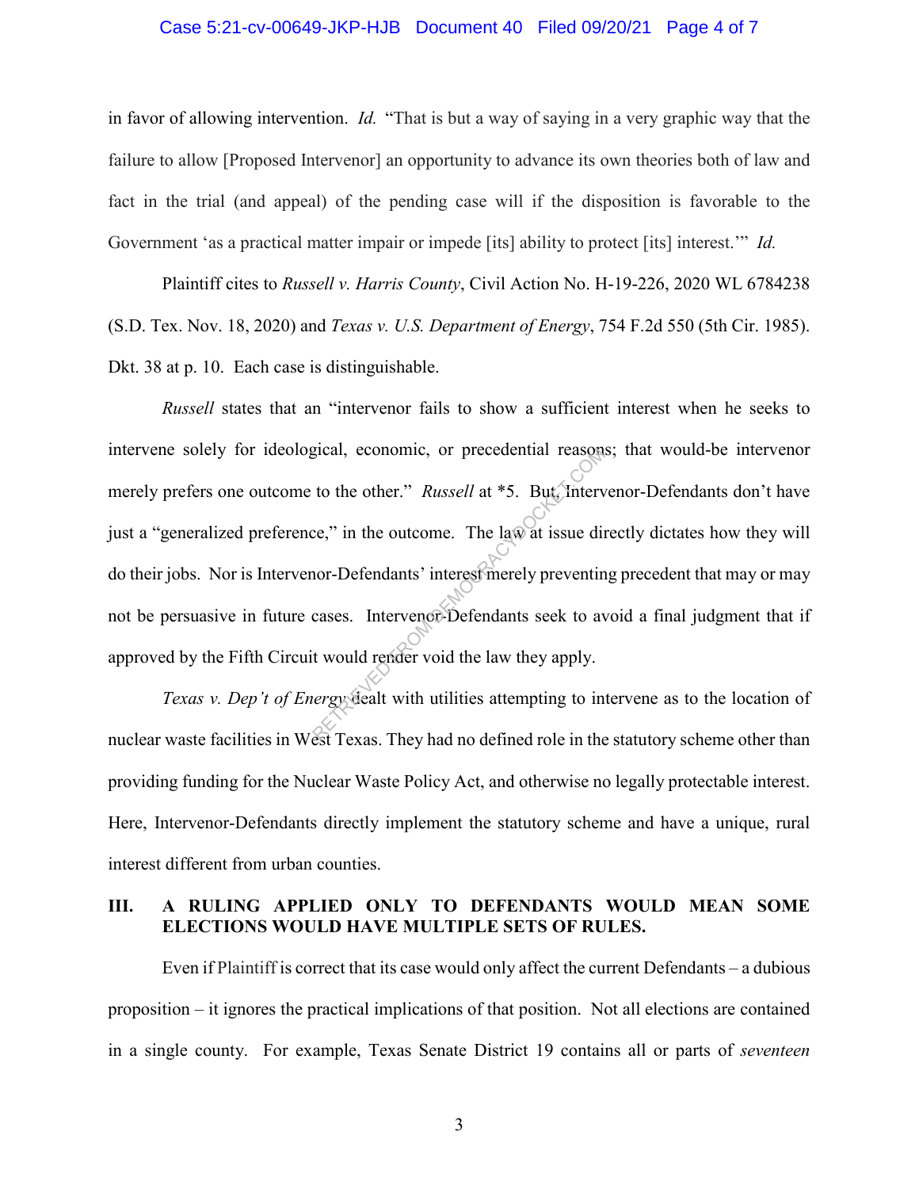in favor of allowing intervention. *Id.* "That is but a way of saying in a very graphic way that the failure to allow [Proposed Intervenor] an opportunity to advance its own theories both of law and fact in the trial (and appeal) of the pending case will if the disposition is favorable to the Government 'as a practical matter impair or impede [its] ability to protect [its] interest.'" *Id.*

Plaintiff cites to *Russell v. Harris County*, Civil Action No. H-19-226, 2020 WL 6784238 (S.D. Tex. Nov. 18, 2020) and *Texas v. U.S. Department of Energy*, 754 F.2d 550 (5th Cir. 1985). Dkt. 38 at p. 10. Each case is distinguishable.

*Russell* states that an "intervenor fails to show a sufficient interest when he seeks to intervene solely for ideological, economic, or precedential reasons; that would-be intervenor merely prefers one outcome to the other." *Russell* at *5. But, Intervenor-Defendants don't have just a "generalized preference," in the outcome. The law at issue directly dictates how they will do their jobs. Nor is Intervenor-Defendants' interest merely preventing precedent that may or may not be persuasive in future cases. Intervenor-Defendants seek to avoid a final judgment that if approved by the Fifth Circuit would render void the law they apply.

*Texas v. Dep't of Energy* dealt with utilities attempting to intervene as to the location of nuclear waste facilities in West Texas. They had no defined role in the statutory scheme other than providing funding for the Nuclear Waste Policy Act, and otherwise no legally protectable interest. Here, Intervenor-Defendants directly implement the statutory scheme and have a unique, rural interest different from urban counties.

## III. A RULING APPLIED ONLY TO DEFENDANTS WOULD MEAN SOME ELECTIONS WOULD HAVE MULTIPLE SETS OF RULES.

Even if Plaintiff is correct that its case would only affect the current Defendants – a dubious proposition – it ignores the practical implications of that position. Not all elections are contained in a single county. For example, Texas Senate District 19 contains all or parts of *seventeen*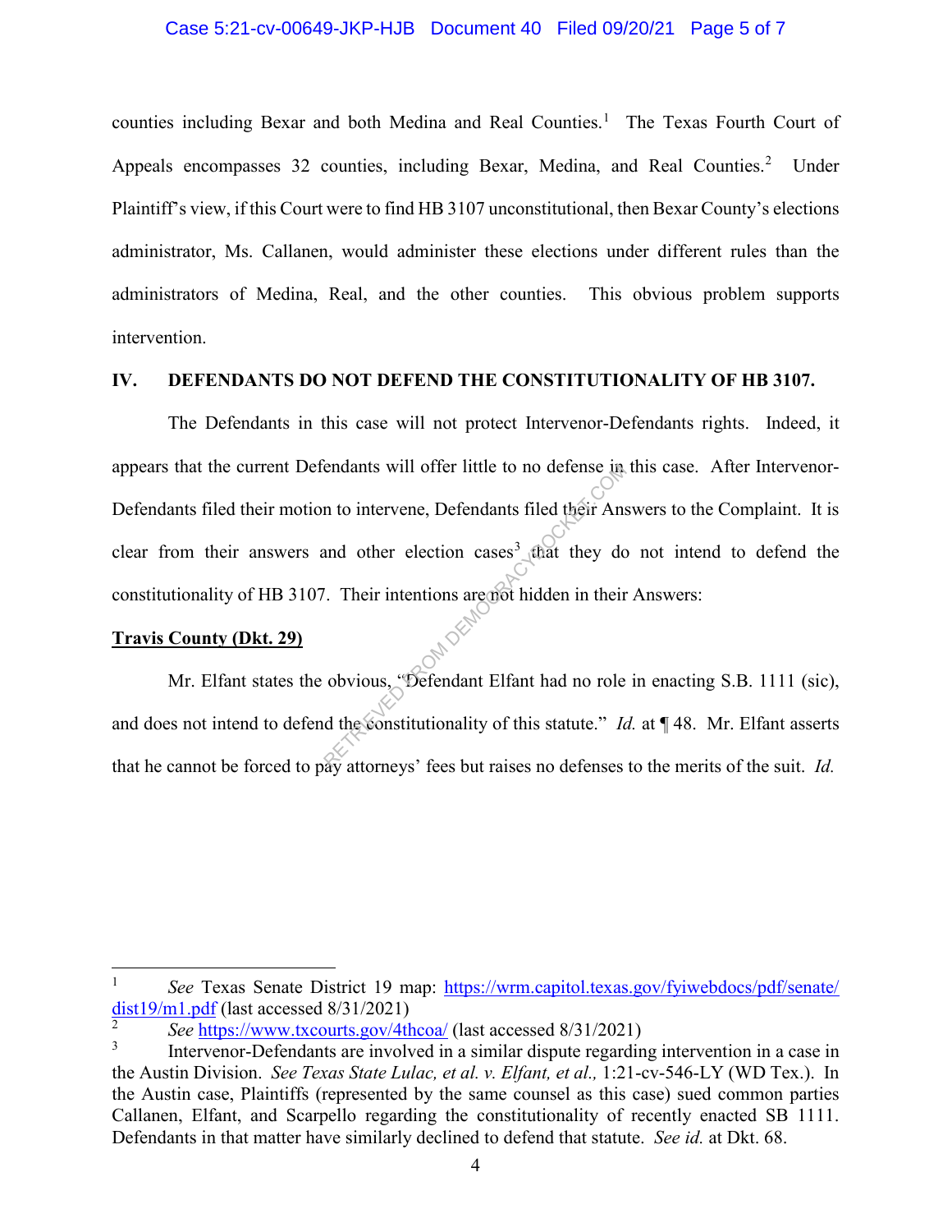counties including Bexar and both Medina and Real Counties.[1] The Texas Fourth Court of Appeals encompasses 32 counties, including Bexar, Medina, and Real Counties.[2] Under Plaintiff's view, if this Court were to find HB 3107 unconstitutional, then Bexar County's elections administrator, Ms. Callanen, would administer these elections under different rules than the administrators of Medina, Real, and the other counties. This obvious problem supports intervention.

## IV. DEFENDANTS DO NOT DEFEND THE CONSTITUTIONALITY OF HB 3107.

The Defendants in this case will not protect Intervenor-Defendants rights. Indeed, it appears that the current Defendants will offer little to no defense in this case. After Intervenor-Defendants filed their motion to intervene, Defendants filed their Answers to the Complaint. It is clear from their answers and other election cases[3] that they do not intend to defend the constitutionality of HB 3107. Their intentions are not hidden in their Answers:

**Travis County (Dkt. 29)**

Mr. Elfant states the obvious, "Defendant Elfant had no role in enacting S.B. 1111 (sic), and does not intend to defend the constitutionality of this statute." *Id.* at ¶ 48. Mr. Elfant asserts that he cannot be forced to pay attorneys' fees but raises no defenses to the merits of the suit. *Id.*

---

[1] *See* Texas Senate District 19 map: https://wrm.capitol.texas.gov/fyiwebdocs/pdf/senate/dist19/m1.pdf (last accessed 8/31/2021)

[2] *See* https://www.txcourts.gov/4thcoa/ (last accessed 8/31/2021)

[3] Intervenor-Defendants are involved in a similar dispute regarding intervention in a case in the Austin Division. *See Texas State Lulac, et al. v. Elfant, et al.,* 1:21-cv-546-LY (WD Tex.). In the Austin case, Plaintiffs (represented by the same counsel as this case) sued common parties Callanen, Elfant, and Scarpello regarding the constitutionality of recently enacted SB 1111. Defendants in that matter have similarly declined to defend that statute. *See id.* at Dkt. 68.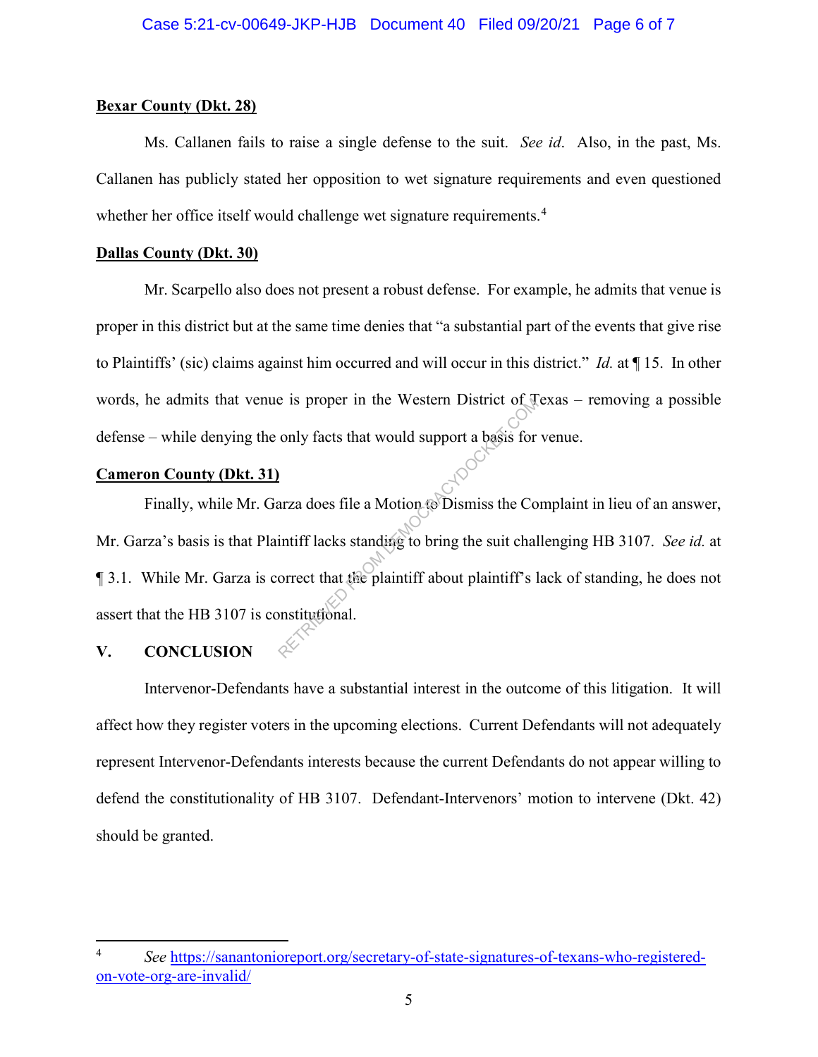**Bexar County (Dkt. 28)**

Ms. Callanen fails to raise a single defense to the suit. *See id*. Also, in the past, Ms. Callanen has publicly stated her opposition to wet signature requirements and even questioned whether her office itself would challenge wet signature requirements.[4]

**Dallas County (Dkt. 30)**

Mr. Scarpello also does not present a robust defense. For example, he admits that venue is proper in this district but at the same time denies that "a substantial part of the events that give rise to Plaintiffs' (sic) claims against him occurred and will occur in this district." *Id.* at ¶ 15. In other words, he admits that venue is proper in the Western District of Texas – removing a possible defense – while denying the only facts that would support a basis for venue.

**Cameron County (Dkt. 31)**

Finally, while Mr. Garza does file a Motion to Dismiss the Complaint in lieu of an answer, Mr. Garza's basis is that Plaintiff lacks standing to bring the suit challenging HB 3107. *See id.* at ¶ 3.1. While Mr. Garza is correct that the plaintiff about plaintiff's lack of standing, he does not assert that the HB 3107 is constitutional.

## V. CONCLUSION

Intervenor-Defendants have a substantial interest in the outcome of this litigation. It will affect how they register voters in the upcoming elections. Current Defendants will not adequately represent Intervenor-Defendants interests because the current Defendants do not appear willing to defend the constitutionality of HB 3107. Defendant-Intervenors' motion to intervene (Dkt. 42) should be granted.

---

[4] *See* https://sanantonioreport.org/secretary-of-state-signatures-of-texans-who-registered-on-vote-org-are-invalid/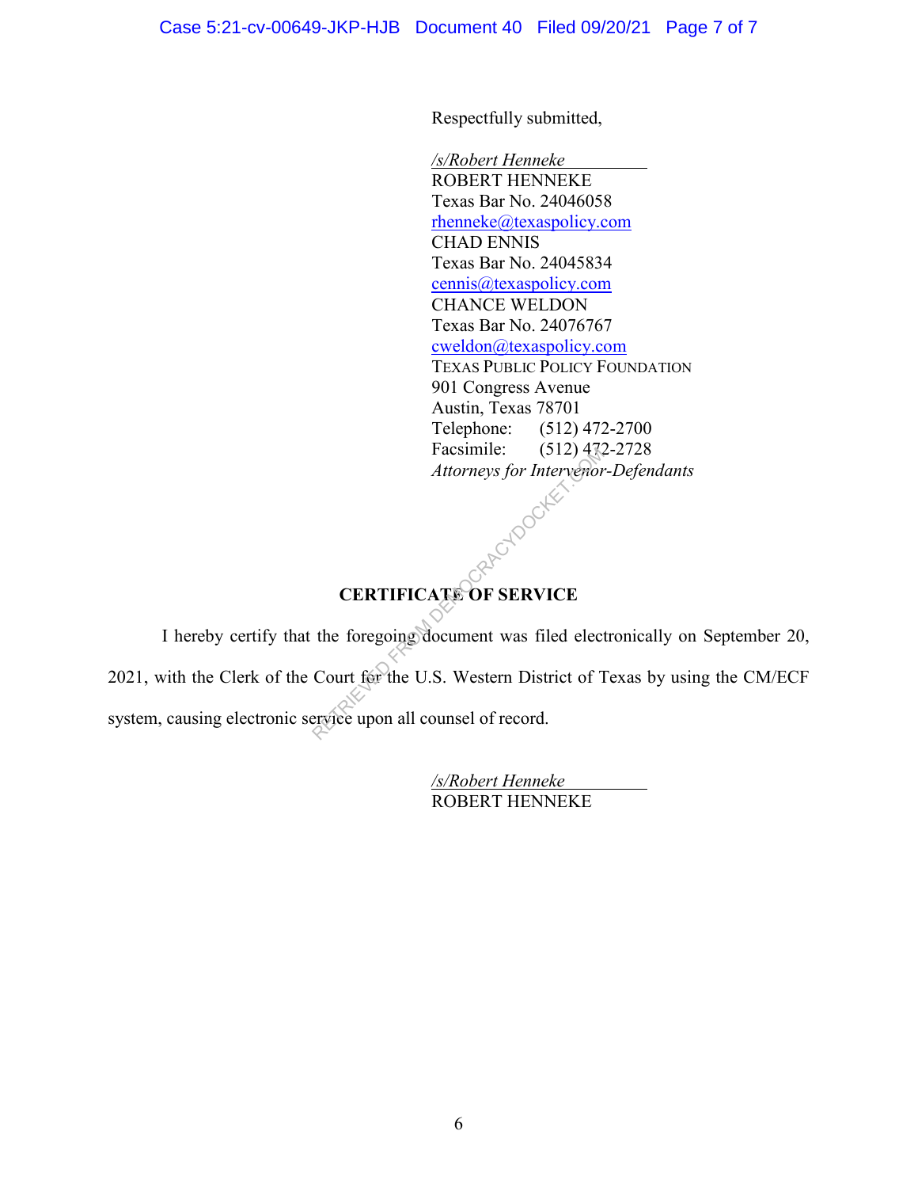Respectfully submitted,

*/s/Robert Henneke*
ROBERT HENNEKE
Texas Bar No. 24046058
rhenneke@texaspolicy.com
CHAD ENNIS
Texas Bar No. 24045834
cennis@texaspolicy.com
CHANCE WELDON
Texas Bar No. 24076767
cweldon@texaspolicy.com
TEXAS PUBLIC POLICY FOUNDATION
901 Congress Avenue
Austin, Texas 78701
Telephone: (512) 472-2700
Facsimile: (512) 472-2728
*Attorneys for Intervenor-Defendants*

**CERTIFICATE OF SERVICE**

I hereby certify that the foregoing document was filed electronically on September 20, 2021, with the Clerk of the Court for the U.S. Western District of Texas by using the CM/ECF system, causing electronic service upon all counsel of record.

*/s/Robert Henneke*
ROBERT HENNEKE